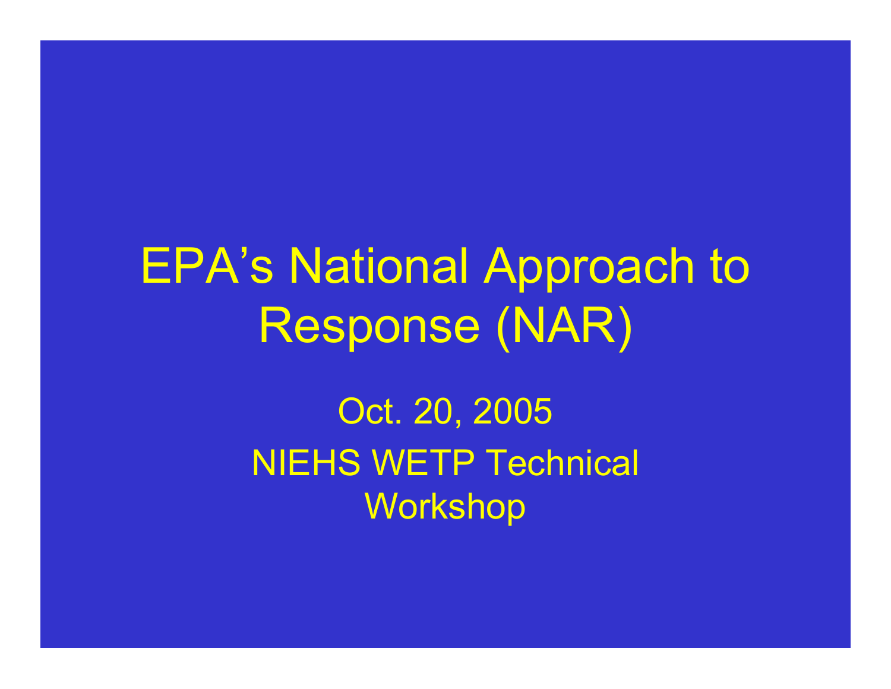# EPA's National Approach to Response (NAR)

Oct. 20, 2005

NIEHS WETP Technical Workshop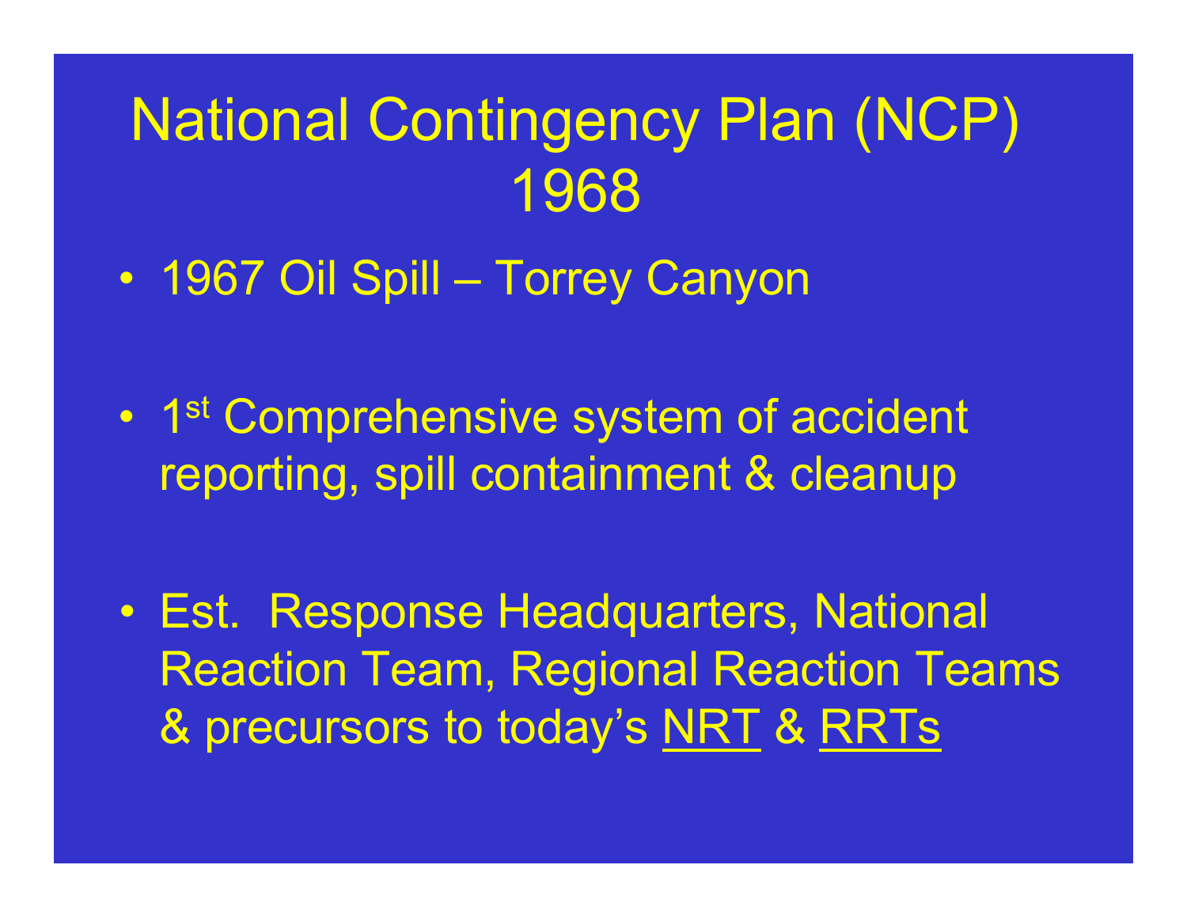# National Contingency Plan (NCP) 1968

- 1967 Oil Spill – Torrey Canyon
- 1st Comprehensive system of accident reporting, spill containment & cleanup
- Est. Response Headquarters, National Reaction Team, Regional Reaction Teams & precursors to today's NRT & RRTs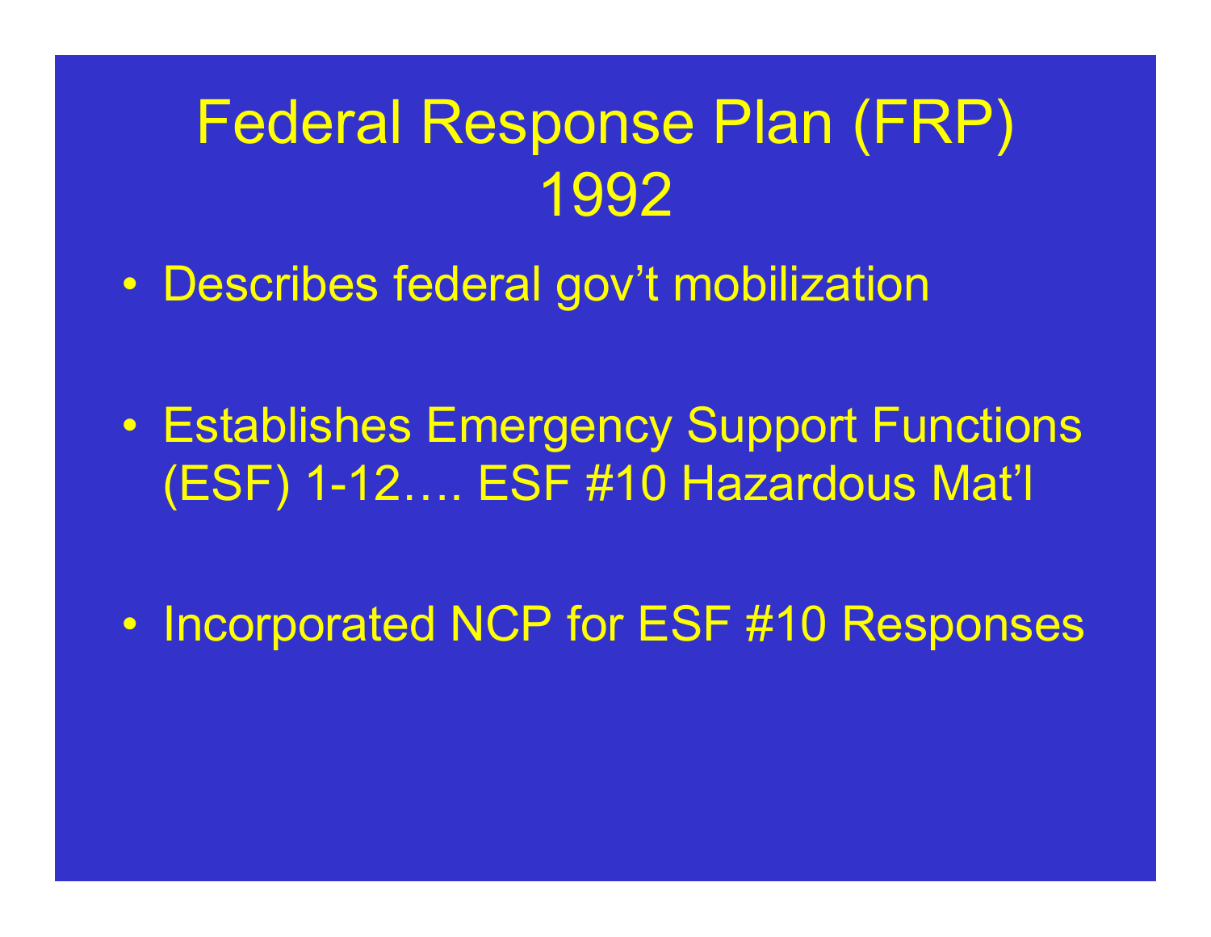# Federal Response Plan (FRP) 1992

- Describes federal gov't mobilization
- Establishes Emergency Support Functions (ESF) 1-12…. ESF #10 Hazardous Mat'l
- Incorporated NCP for ESF #10 Responses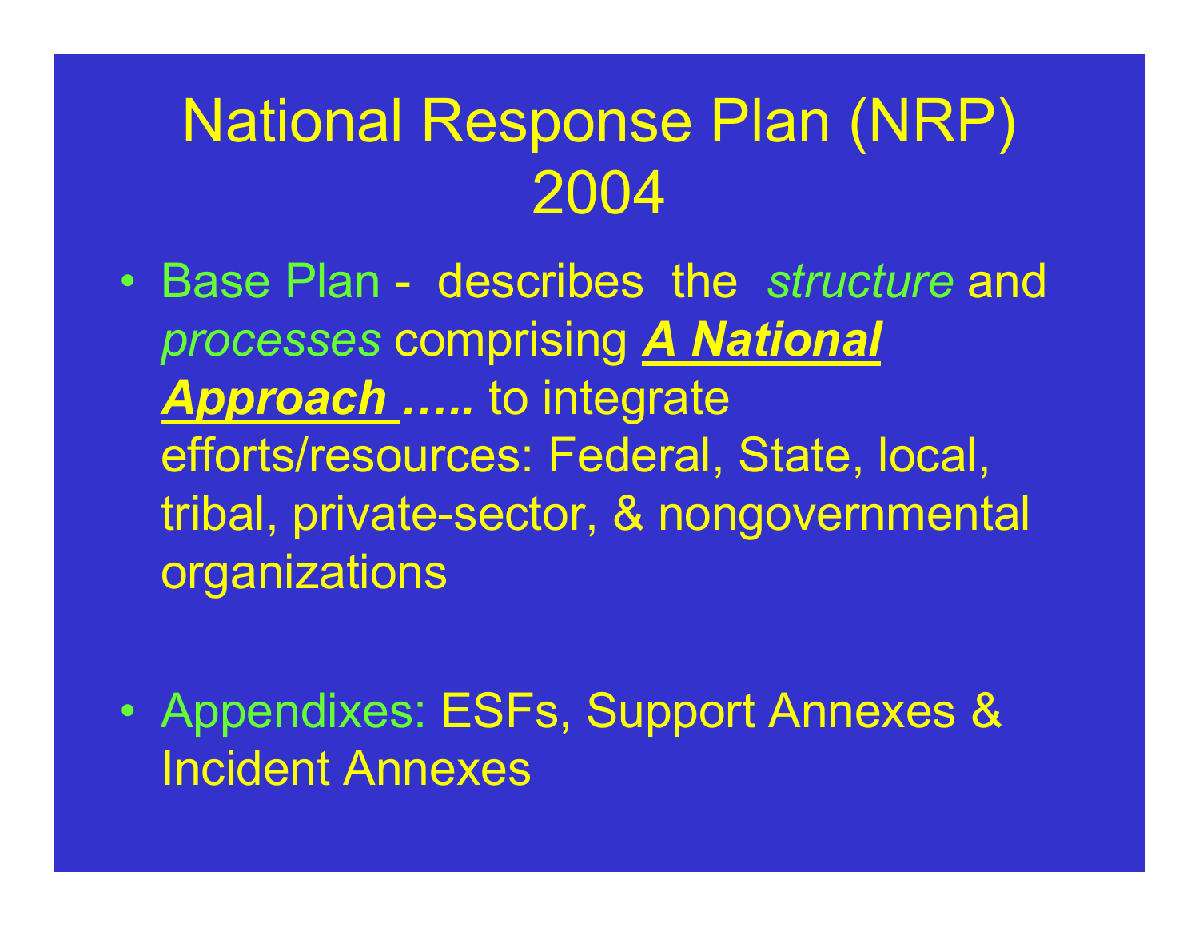# National Response Plan (NRP) 2004

- Base Plan - describes the *structure* and *processes* comprising ***A National Approach …..*** to integrate efforts/resources: Federal, State, local, tribal, private-sector, & nongovernmental organizations

- Appendixes: ESFs, Support Annexes & Incident Annexes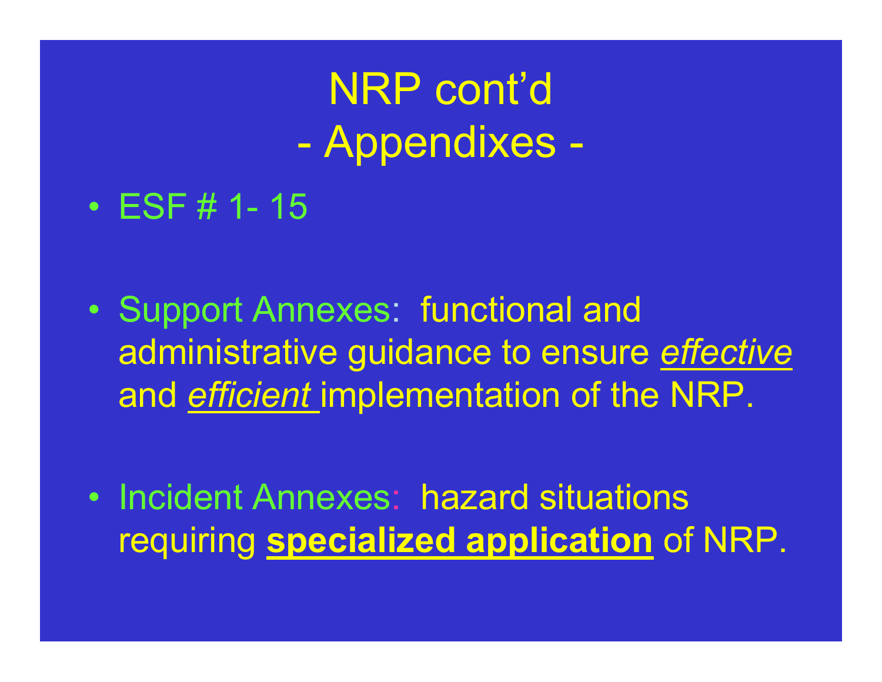# NRP cont'd
## - Appendixes -

- ESF # 1- 15

- Support Annexes: functional and administrative guidance to ensure *effective* and *efficient* implementation of the NRP.

- Incident Annexes: hazard situations requiring **specialized application** of NRP.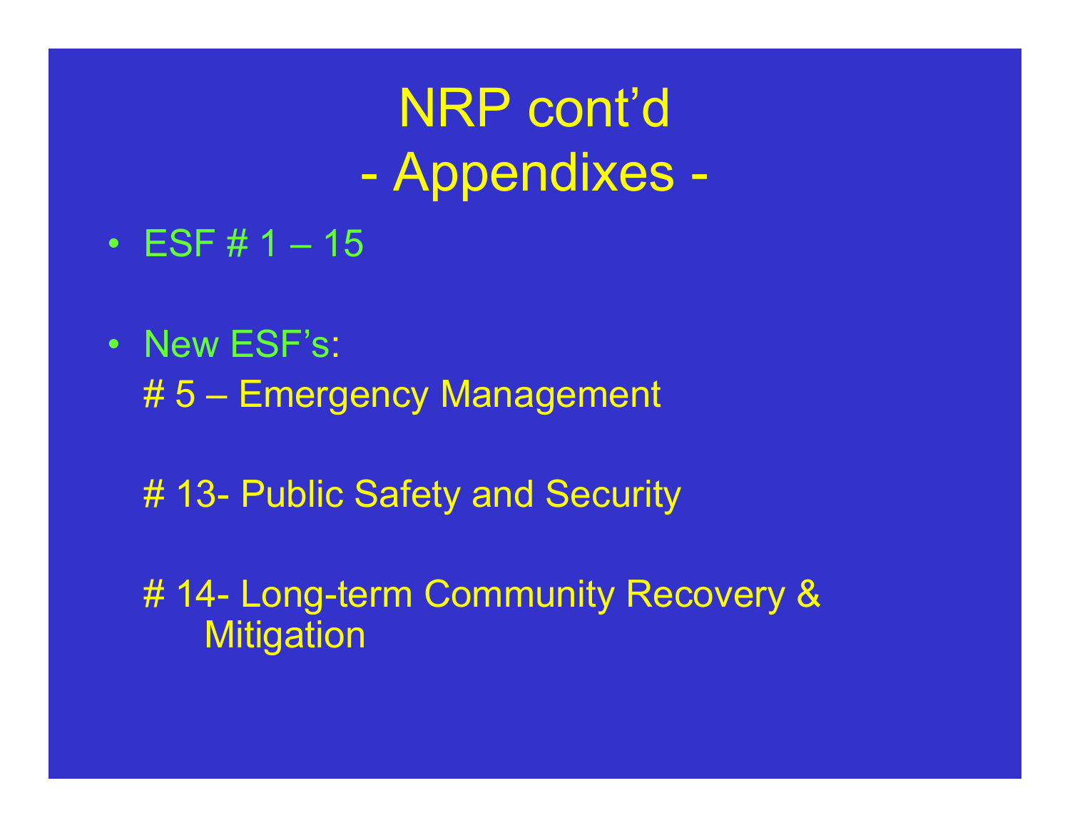# NRP cont'd
## - Appendixes -

- ESF # 1 – 15

- New ESF's:

  # 5 – Emergency Management

  # 13- Public Safety and Security

  # 14- Long-term Community Recovery & Mitigation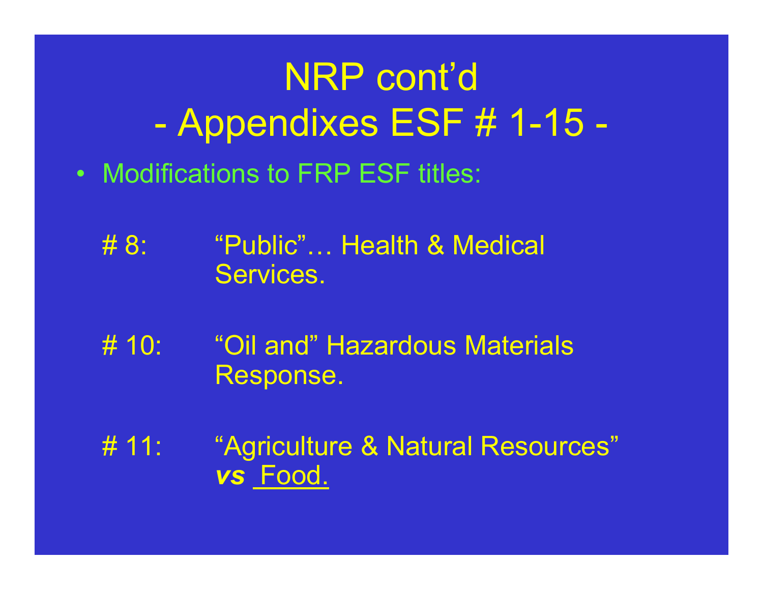# NRP cont'd
## - Appendixes ESF # 1-15 -

- Modifications to FRP ESF titles:

  # 8: "Public"… Health & Medical Services.

  # 10: "Oil and" Hazardous Materials Response.

  # 11: "Agriculture & Natural Resources" ***vs*** <u>Food.</u>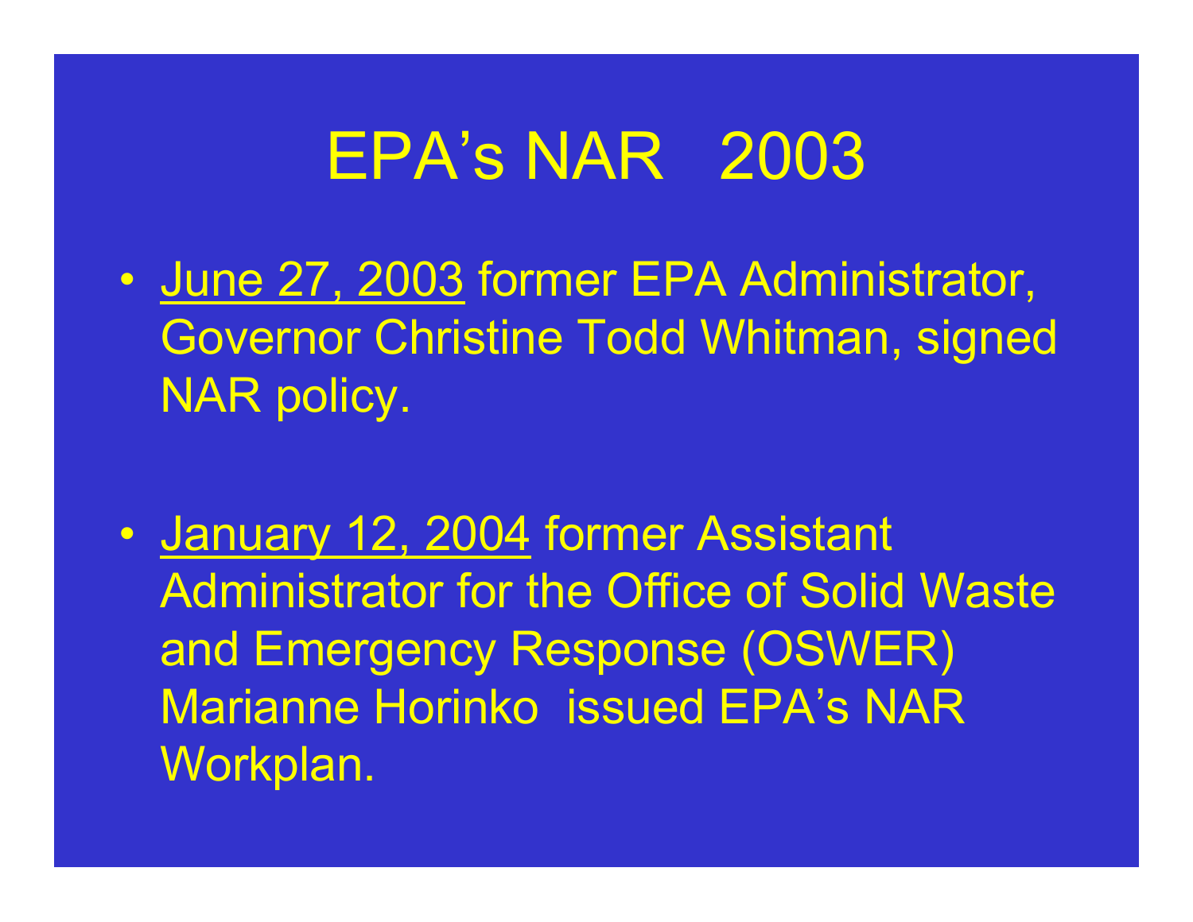# EPA's NAR 2003

- <u>June 27, 2003</u> former EPA Administrator, Governor Christine Todd Whitman, signed NAR policy.

- <u>January 12, 2004</u> former Assistant Administrator for the Office of Solid Waste and Emergency Response (OSWER) Marianne Horinko issued EPA's NAR Workplan.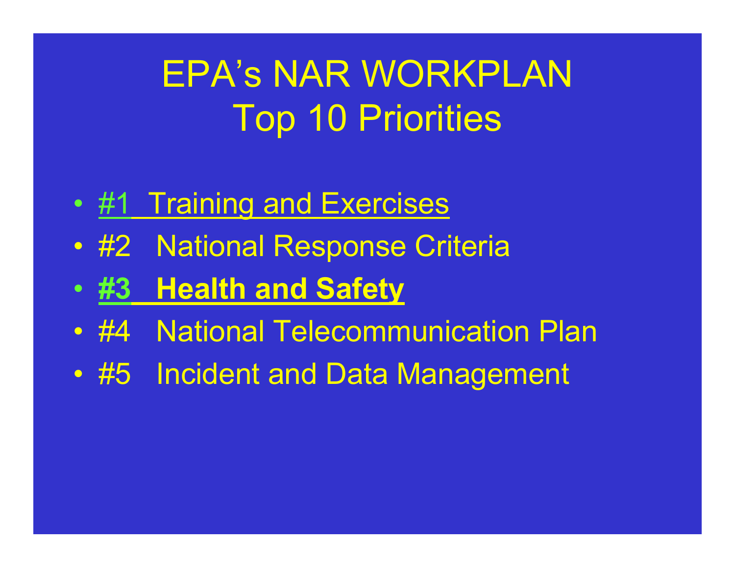# EPA's NAR WORKPLAN
# Top 10 Priorities

- #1 Training and Exercises
- #2 National Response Criteria
- **#3 Health and Safety**
- #4 National Telecommunication Plan
- #5 Incident and Data Management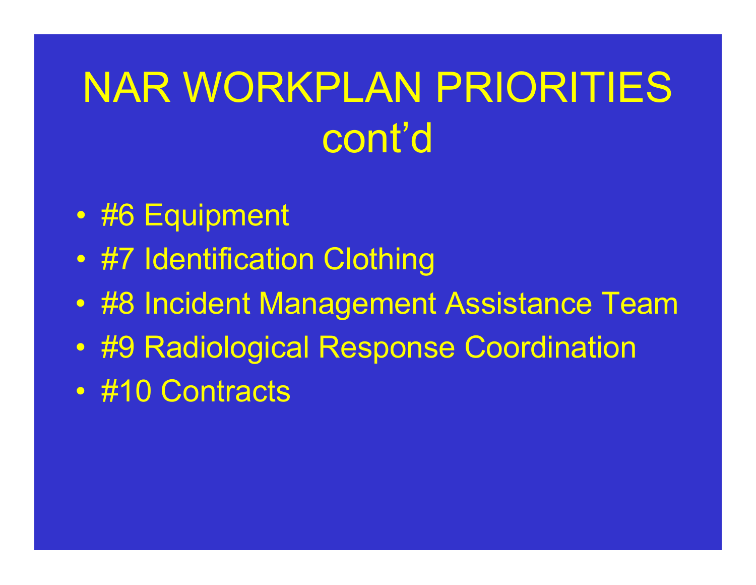# NAR WORKPLAN PRIORITIES cont'd

- #6 Equipment
- #7 Identification Clothing
- #8 Incident Management Assistance Team
- #9 Radiological Response Coordination
- #10 Contracts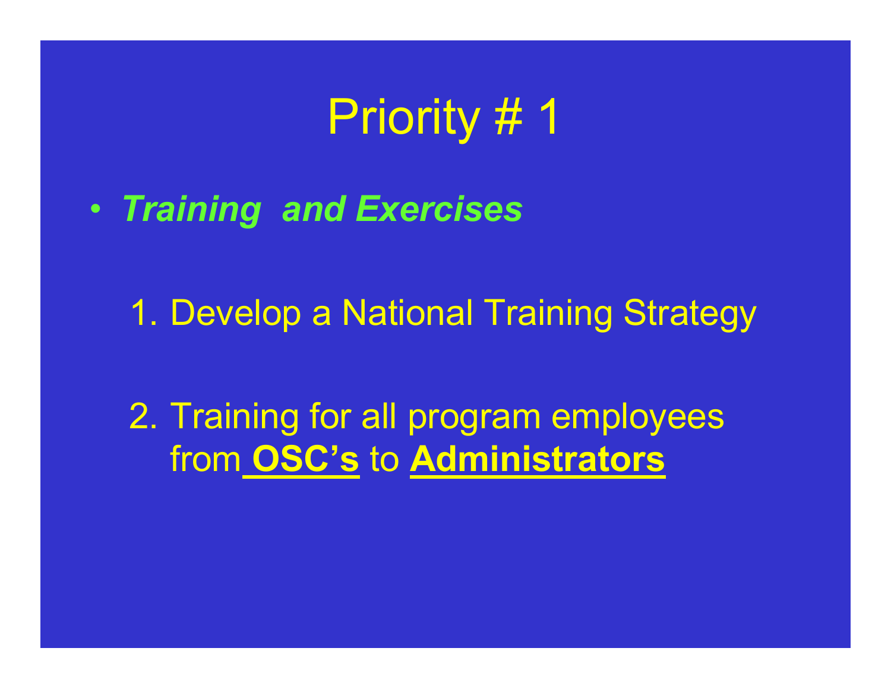# Priority # 1

- ***Training and Exercises***

  1. Develop a National Training Strategy

  2. Training for all program employees from **OSC's** to **Administrators**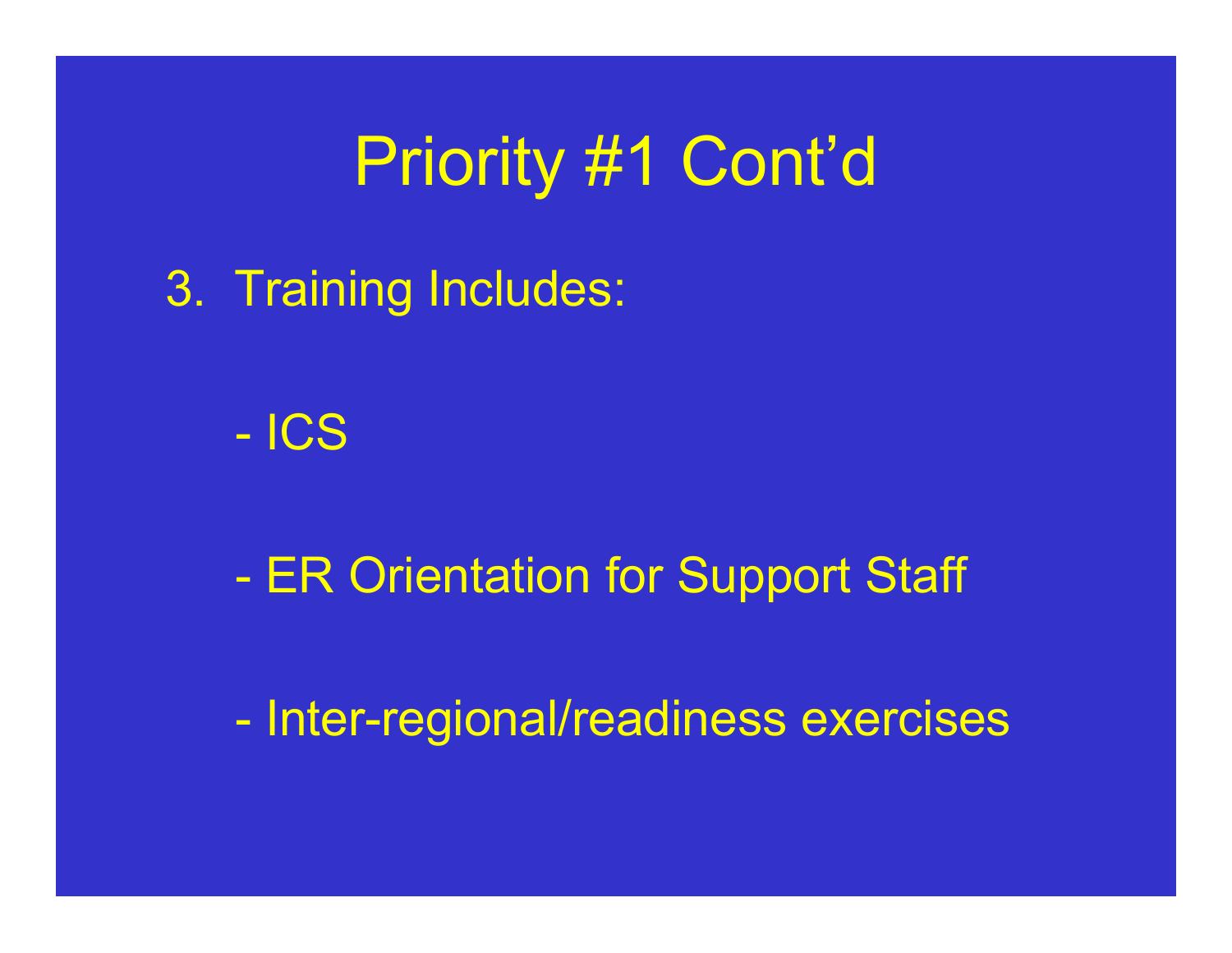# Priority #1 Cont'd

3. Training Includes:

   - ICS

   - ER Orientation for Support Staff

   - Inter-regional/readiness exercises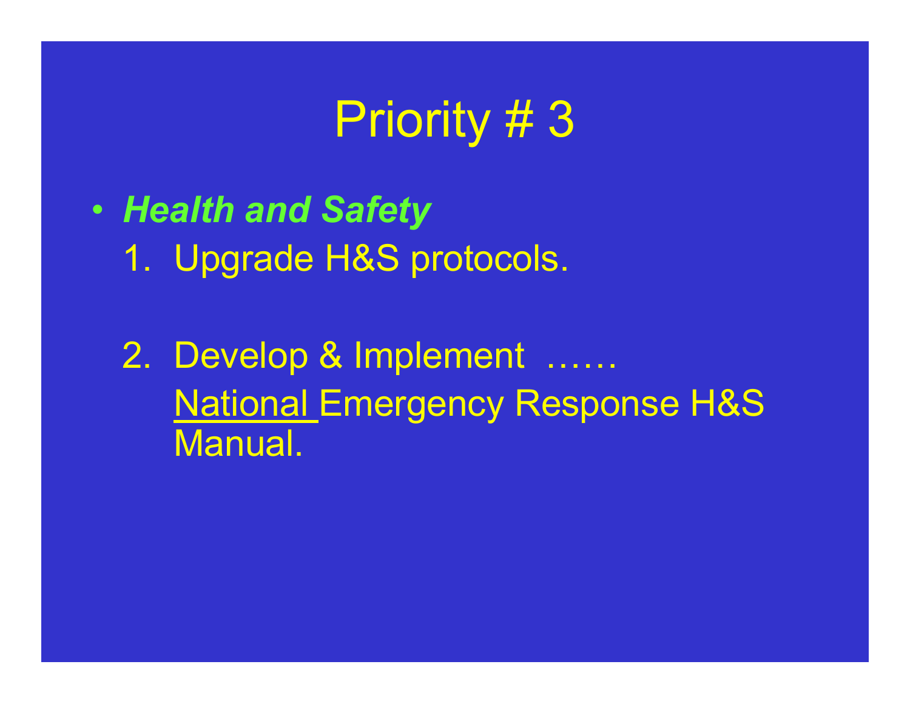# Priority # 3

- ***Health and Safety***

  1. Upgrade H&S protocols.

  2. Develop & Implement ……
     <u>National</u> Emergency Response H&S Manual.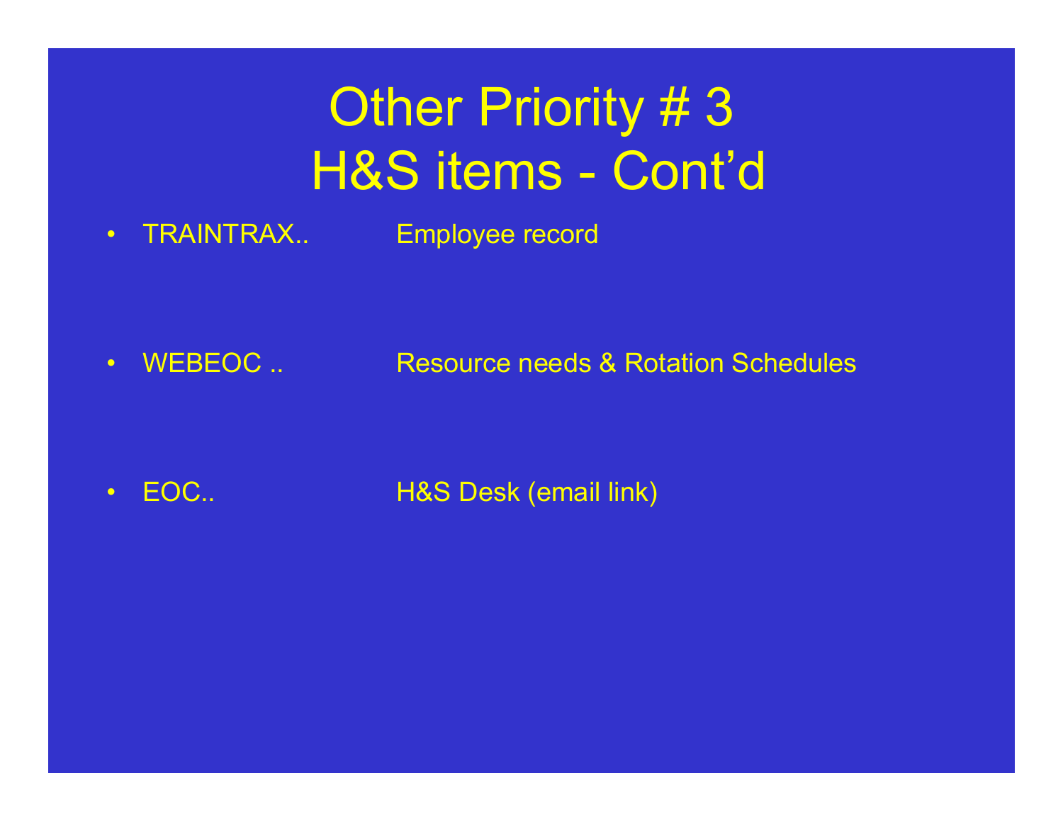# Other Priority # 3
# H&S items - Cont'd

- TRAINTRAX.. Employee record
- WEBEOC .. Resource needs & Rotation Schedules
- EOC.. H&S Desk (email link)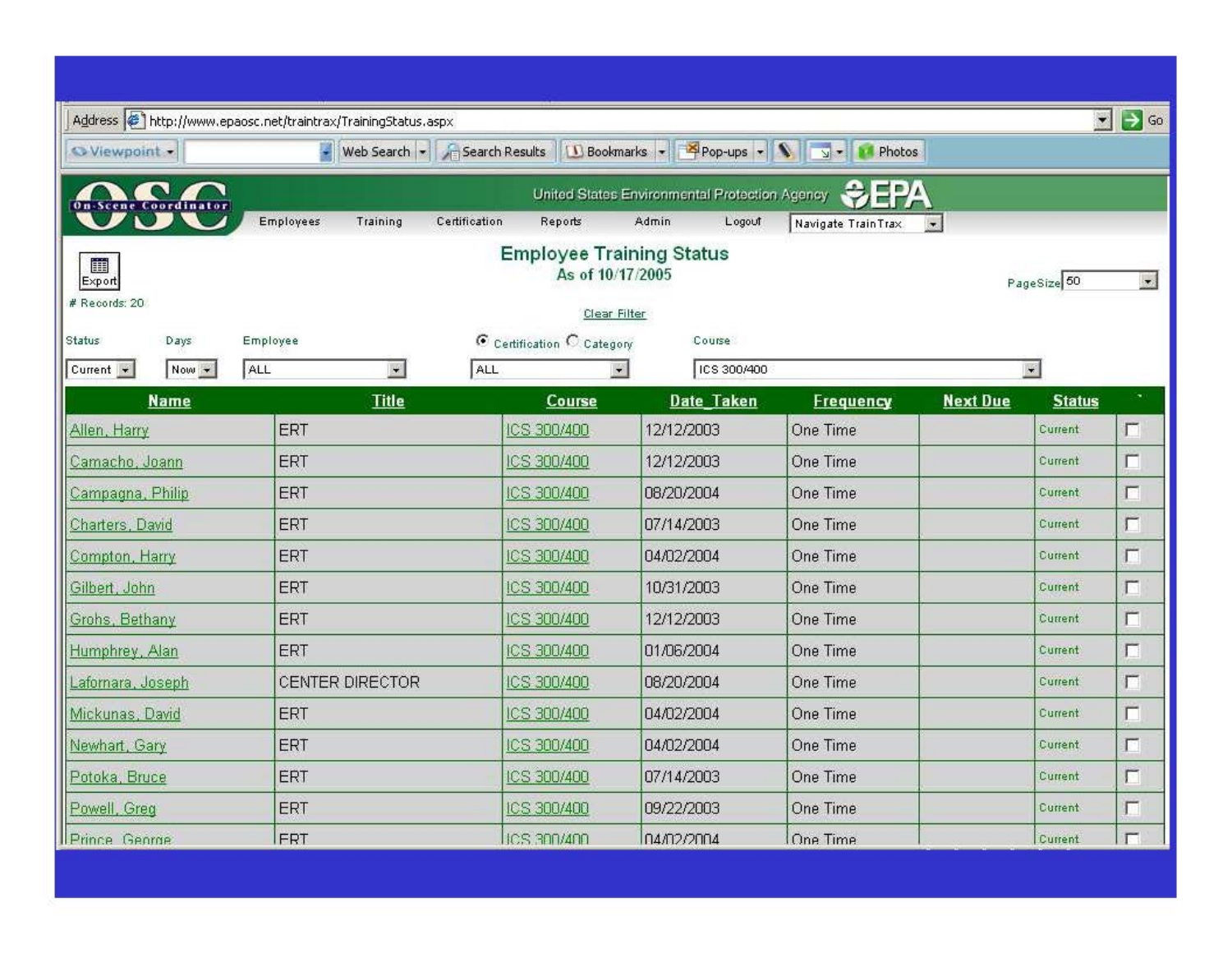Address http://www.epaosc.net/traintrax/TrainingStatus.aspx

OSC On-Scene Coordinator — United States Environmental Protection Agency EPA

Employees | Training | Certification | Reports | Admin | Logout | Navigate TrainTrax

## Employee Training Status

**As of 10/17/2005**

Export

\# Records: 20

Clear Filter

PageSize 50

Status: Current | Days: Now | Employee: ALL | Certification / Category: ALL | Course: ICS 300/400

| Name | Title | Course | Date_Taken | Frequency | Next Due | Status | |
|---|---|---|---|---|---|---|---|
| Allen, Harry | ERT | ICS 300/400 | 12/12/2003 | One Time | | Current | ☐ |
| Camacho, Joann | ERT | ICS 300/400 | 12/12/2003 | One Time | | Current | ☐ |
| Campagna, Philip | ERT | ICS 300/400 | 08/20/2004 | One Time | | Current | ☐ |
| Charters, David | ERT | ICS 300/400 | 07/14/2003 | One Time | | Current | ☐ |
| Compton, Harry | ERT | ICS 300/400 | 04/02/2004 | One Time | | Current | ☐ |
| Gilbert, John | ERT | ICS 300/400 | 10/31/2003 | One Time | | Current | ☐ |
| Grohs, Bethany | ERT | ICS 300/400 | 12/12/2003 | One Time | | Current | ☐ |
| Humphrey, Alan | ERT | ICS 300/400 | 01/06/2004 | One Time | | Current | ☐ |
| Lafornara, Joseph | CENTER DIRECTOR | ICS 300/400 | 08/20/2004 | One Time | | Current | ☐ |
| Mickunas, David | ERT | ICS 300/400 | 04/02/2004 | One Time | | Current | ☐ |
| Newhart, Gary | ERT | ICS 300/400 | 04/02/2004 | One Time | | Current | ☐ |
| Potoka, Bruce | ERT | ICS 300/400 | 07/14/2003 | One Time | | Current | ☐ |
| Powell, Greg | ERT | ICS 300/400 | 09/22/2003 | One Time | | Current | ☐ |
| Prince, George | ERT | ICS 300/400 | 04/02/2004 | One Time | | Current | ☐ |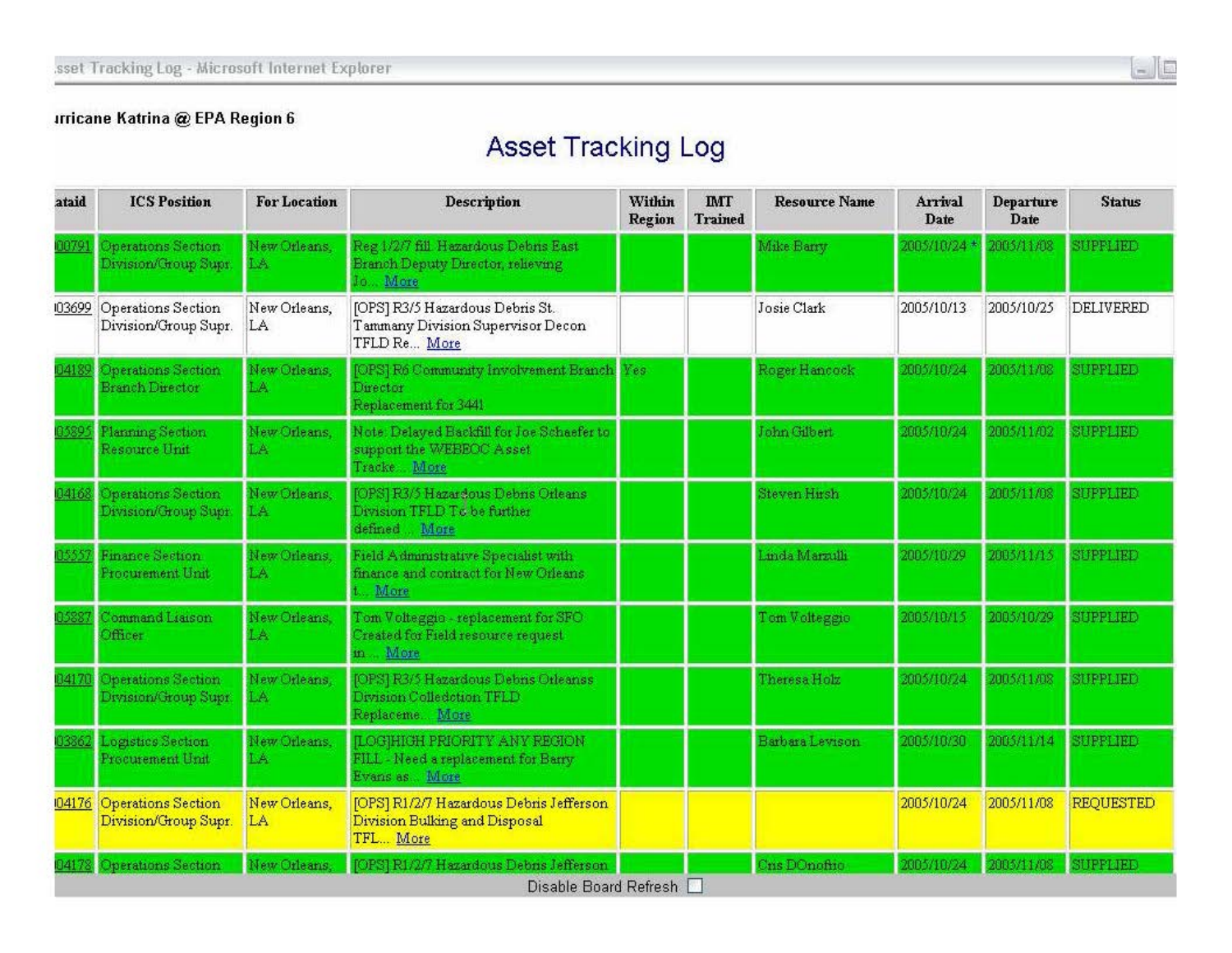ısset Tracking Log - Microsoft Internet Explorer

ırricane Katrina @ EPA Region 6

# Asset Tracking Log

| ıtaid | ICS Position | For Location | Description | Within Region | IMT Trained | Resource Name | Arrival Date | Departure Date | Status |
|---|---|---|---|---|---|---|---|---|---|
| 100791 | Operations Section Division/Group Supr. | New Orleans, LA | Reg 1/2/7 fill. Hazardous Debris East Branch Deputy Director, relieving Jo... More | | | Mike Barry | 2005/10/24 * | 2005/11/08 | SUPPLIED |
| 103699 | Operations Section Division/Group Supr. | New Orleans, LA | [OPS] R3/5 Hazardous Debris St. Tammany Division Supervisor Decon TFLD Re... More | | | Josie Clark | 2005/10/13 | 2005/10/25 | DELIVERED |
| 104189 | Operations Section Branch Director | New Orleans, LA | [OPS] R6 Community Involvement Branch Director Replacement for 3441 | Yes | | Roger Hancock | 2005/10/24 | 2005/11/08 | SUPPLIED |
| 105895 | Planning Section Resource Unit | New Orleans, LA | Note: Delayed Backfill for Joe Schaefer to support the WEBEOC Asset Tracke... More | | | John Gilbert | 2005/10/24 | 2005/11/02 | SUPPLIED |
| 104168 | Operations Section Division/Group Supr. | New Orleans, LA | [OPS] R3/5 Hazardous Debris Orleans Division TFLD To be further defined ... More | | | Steven Hirsh | 2005/10/24 | 2005/11/08 | SUPPLIED |
| 105557 | Finance Section Procurement Unit | New Orleans, LA | Field Administrative Specialist with finance and contract for New Orleans t... More | | | Linda Marzulli | 2005/10/29 | 2005/11/15 | SUPPLIED |
| 105887 | Command Liaison Officer | New Orleans, LA | Tom Volteggio - replacement for SFO Created for Field resource request in ... More | | | Tom Volteggio | 2005/10/15 | 2005/10/29 | SUPPLIED |
| 104170 | Operations Section Division/Group Supr. | New Orleans, LA | [OPS] R3/5 Hazardous Debris Orleanss Division Colledction TFLD Replaceme... More | | | Theresa Holz | 2005/10/24 | 2005/11/08 | SUPPLIED |
| 103862 | Logistics Section Procurement Unit | New Orleans, LA | [LOG]HIGH PRIORITY ANY REGION FILL - Need a replacement for Barry Evans as... More | | | Barbara Levison | 2005/10/30 | 2005/11/14 | SUPPLIED |
| 104176 | Operations Section Division/Group Supr. | New Orleans, LA | [OPS] R1/2/7 Hazardous Debris Jefferson Division Bulking and Disposal TFL... More | | | | 2005/10/24 | 2005/11/08 | REQUESTED |
| 104178 | Operations Section | New Orleans, | [OPS] R1/2/7 Hazardous Debris Jefferson | | | Cris DOnofrio | 2005/10/24 | 2005/11/08 | SUPPLIED |

Disable Board Refresh ☐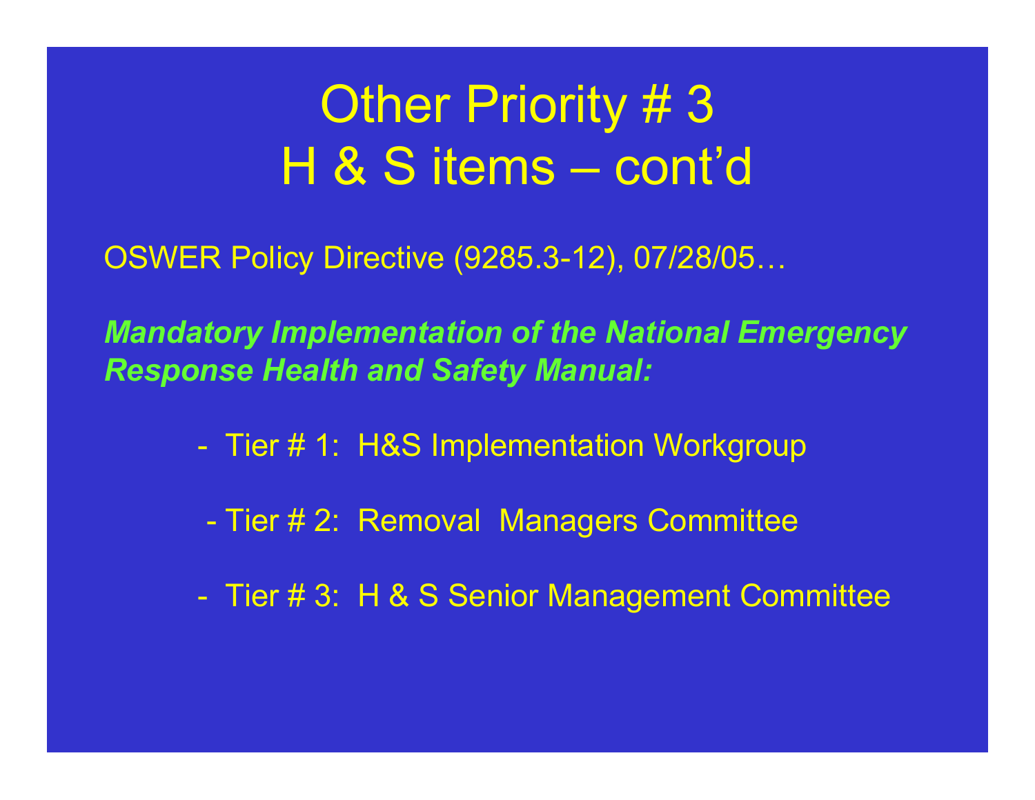# Other Priority # 3
# H & S items – cont'd

OSWER Policy Directive (9285.3-12), 07/28/05…

***Mandatory Implementation of the National Emergency Response Health and Safety Manual:***

- Tier # 1: H&S Implementation Workgroup
- Tier # 2: Removal Managers Committee
- Tier # 3: H & S Senior Management Committee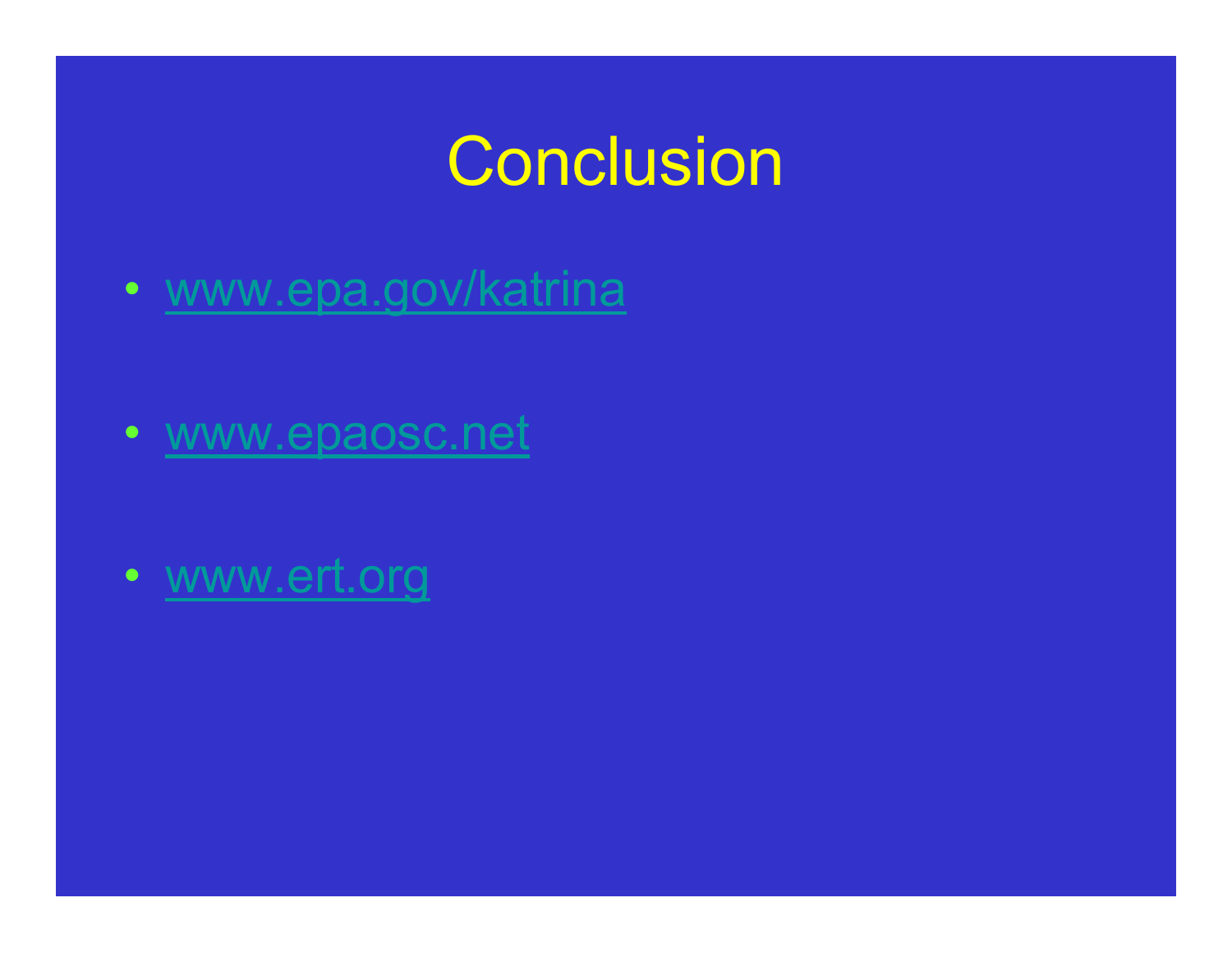# Conclusion

- www.epa.gov/katrina
- www.epaosc.net
- www.ert.org